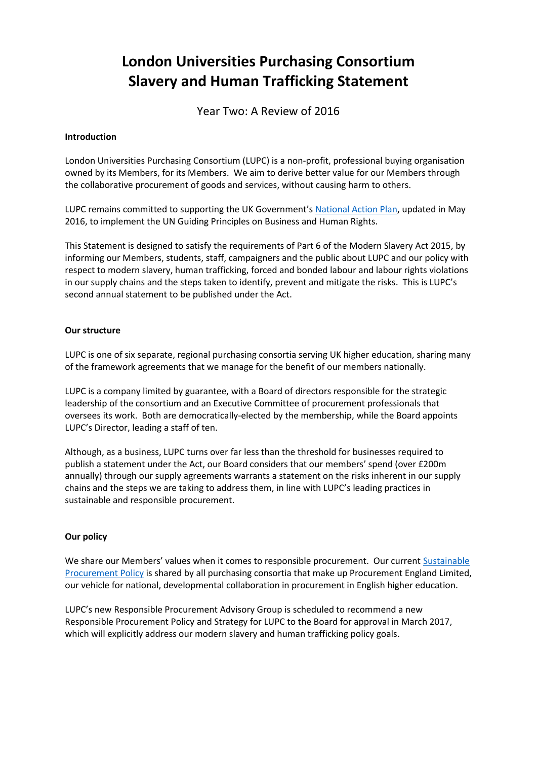# London Universities Purchasing Consortium Slavery and Human Trafficking Statement

Year Two: A Review of 2016

**Introduction**

London Universities Purchasing Consortium (LUPC) is a non-profit, professional buying organisation owned by its Members, for its Members. We aim to derive better value for our Members through the collaborative procurement of goods and services, without causing harm to others.

LUPC remains committed to supporting the UK Government's National Action Plan, updated in May 2016, to implement the UN Guiding Principles on Business and Human Rights.

This Statement is designed to satisfy the requirements of Part 6 of the Modern Slavery Act 2015, by informing our Members, students, staff, campaigners and the public about LUPC and our policy with respect to modern slavery, human trafficking, forced and bonded labour and labour rights violations in our supply chains and the steps taken to identify, prevent and mitigate the risks. This is LUPC's second annual statement to be published under the Act.

**Our structure**

LUPC is one of six separate, regional purchasing consortia serving UK higher education, sharing many of the framework agreements that we manage for the benefit of our members nationally.

LUPC is a company limited by guarantee, with a Board of directors responsible for the strategic leadership of the consortium and an Executive Committee of procurement professionals that oversees its work. Both are democratically-elected by the membership, while the Board appoints LUPC's Director, leading a staff of ten.

Although, as a business, LUPC turns over far less than the threshold for businesses required to publish a statement under the Act, our Board considers that our members' spend (over £200m annually) through our supply agreements warrants a statement on the risks inherent in our supply chains and the steps we are taking to address them, in line with LUPC's leading practices in sustainable and responsible procurement.

**Our policy**

We share our Members' values when it comes to responsible procurement. Our current Sustainable Procurement Policy is shared by all purchasing consortia that make up Procurement England Limited, our vehicle for national, developmental collaboration in procurement in English higher education.

LUPC's new Responsible Procurement Advisory Group is scheduled to recommend a new Responsible Procurement Policy and Strategy for LUPC to the Board for approval in March 2017, which will explicitly address our modern slavery and human trafficking policy goals.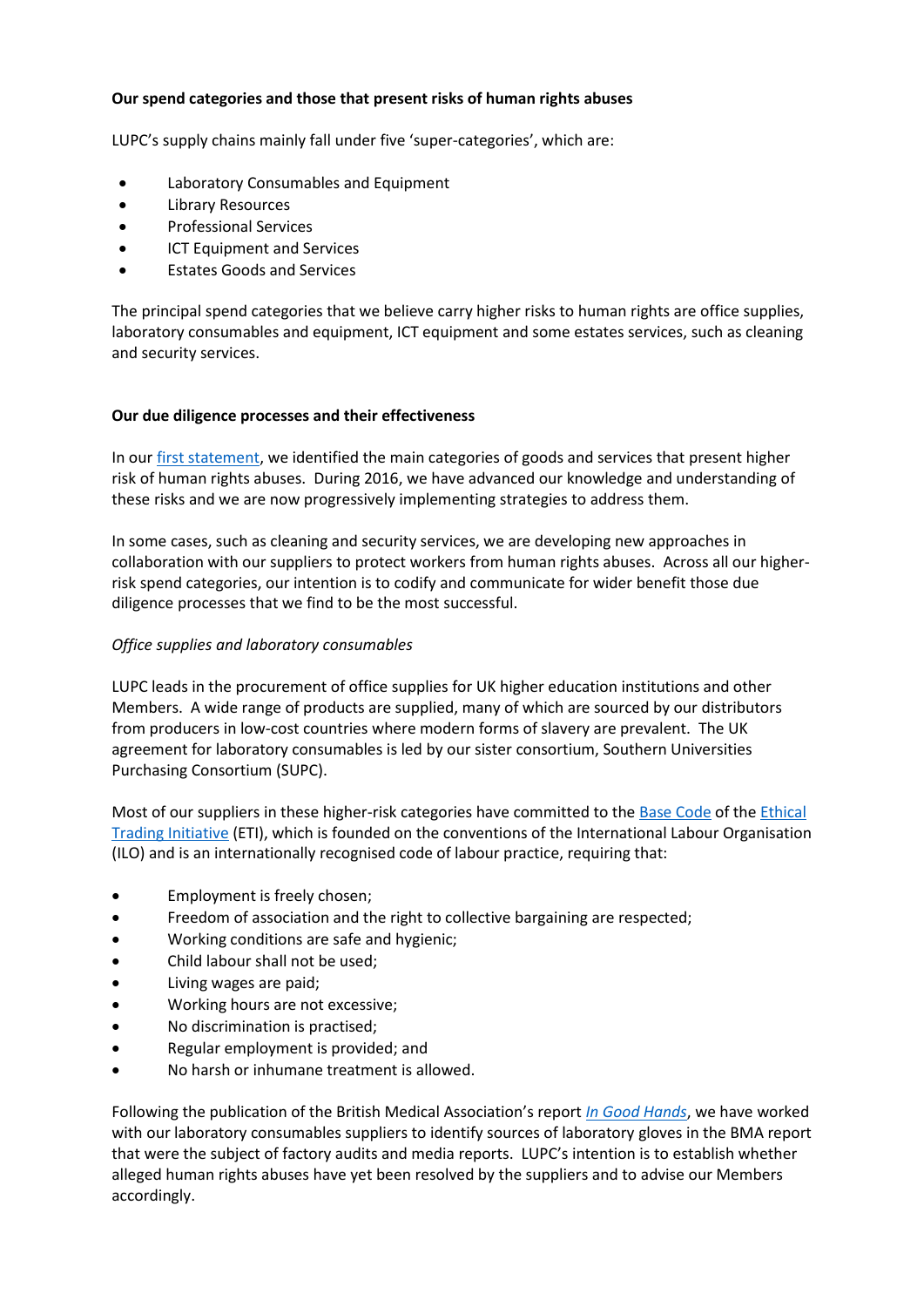**Our spend categories and those that present risks of human rights abuses**

LUPC's supply chains mainly fall under five 'super-categories', which are:

- Laboratory Consumables and Equipment
- Library Resources
- Professional Services
- ICT Equipment and Services
- Estates Goods and Services

The principal spend categories that we believe carry higher risks to human rights are office supplies, laboratory consumables and equipment, ICT equipment and some estates services, such as cleaning and security services.

**Our due diligence processes and their effectiveness**

In our first statement, we identified the main categories of goods and services that present higher risk of human rights abuses. During 2016, we have advanced our knowledge and understanding of these risks and we are now progressively implementing strategies to address them.

In some cases, such as cleaning and security services, we are developing new approaches in collaboration with our suppliers to protect workers from human rights abuses. Across all our higher-risk spend categories, our intention is to codify and communicate for wider benefit those due diligence processes that we find to be the most successful.

*Office supplies and laboratory consumables*

LUPC leads in the procurement of office supplies for UK higher education institutions and other Members. A wide range of products are supplied, many of which are sourced by our distributors from producers in low-cost countries where modern forms of slavery are prevalent. The UK agreement for laboratory consumables is led by our sister consortium, Southern Universities Purchasing Consortium (SUPC).

Most of our suppliers in these higher-risk categories have committed to the Base Code of the Ethical Trading Initiative (ETI), which is founded on the conventions of the International Labour Organisation (ILO) and is an internationally recognised code of labour practice, requiring that:

- Employment is freely chosen;
- Freedom of association and the right to collective bargaining are respected;
- Working conditions are safe and hygienic;
- Child labour shall not be used;
- Living wages are paid;
- Working hours are not excessive;
- No discrimination is practised;
- Regular employment is provided; and
- No harsh or inhumane treatment is allowed.

Following the publication of the British Medical Association's report *In Good Hands*, we have worked with our laboratory consumables suppliers to identify sources of laboratory gloves in the BMA report that were the subject of factory audits and media reports. LUPC's intention is to establish whether alleged human rights abuses have yet been resolved by the suppliers and to advise our Members accordingly.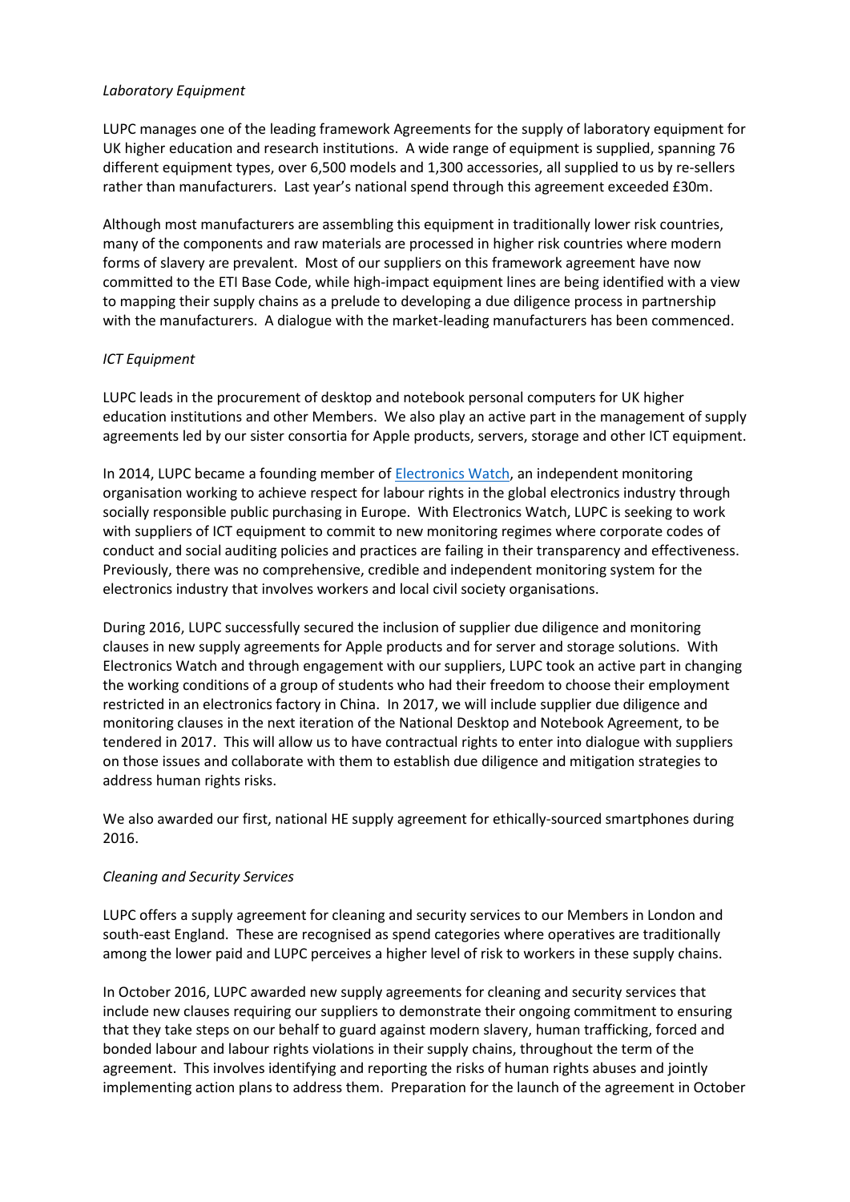*Laboratory Equipment*

LUPC manages one of the leading framework Agreements for the supply of laboratory equipment for UK higher education and research institutions. A wide range of equipment is supplied, spanning 76 different equipment types, over 6,500 models and 1,300 accessories, all supplied to us by re-sellers rather than manufacturers. Last year's national spend through this agreement exceeded £30m.

Although most manufacturers are assembling this equipment in traditionally lower risk countries, many of the components and raw materials are processed in higher risk countries where modern forms of slavery are prevalent. Most of our suppliers on this framework agreement have now committed to the ETI Base Code, while high-impact equipment lines are being identified with a view to mapping their supply chains as a prelude to developing a due diligence process in partnership with the manufacturers. A dialogue with the market-leading manufacturers has been commenced.

*ICT Equipment*

LUPC leads in the procurement of desktop and notebook personal computers for UK higher education institutions and other Members. We also play an active part in the management of supply agreements led by our sister consortia for Apple products, servers, storage and other ICT equipment.

In 2014, LUPC became a founding member of Electronics Watch, an independent monitoring organisation working to achieve respect for labour rights in the global electronics industry through socially responsible public purchasing in Europe. With Electronics Watch, LUPC is seeking to work with suppliers of ICT equipment to commit to new monitoring regimes where corporate codes of conduct and social auditing policies and practices are failing in their transparency and effectiveness. Previously, there was no comprehensive, credible and independent monitoring system for the electronics industry that involves workers and local civil society organisations.

During 2016, LUPC successfully secured the inclusion of supplier due diligence and monitoring clauses in new supply agreements for Apple products and for server and storage solutions. With Electronics Watch and through engagement with our suppliers, LUPC took an active part in changing the working conditions of a group of students who had their freedom to choose their employment restricted in an electronics factory in China. In 2017, we will include supplier due diligence and monitoring clauses in the next iteration of the National Desktop and Notebook Agreement, to be tendered in 2017. This will allow us to have contractual rights to enter into dialogue with suppliers on those issues and collaborate with them to establish due diligence and mitigation strategies to address human rights risks.

We also awarded our first, national HE supply agreement for ethically-sourced smartphones during 2016.

*Cleaning and Security Services*

LUPC offers a supply agreement for cleaning and security services to our Members in London and south-east England. These are recognised as spend categories where operatives are traditionally among the lower paid and LUPC perceives a higher level of risk to workers in these supply chains.

In October 2016, LUPC awarded new supply agreements for cleaning and security services that include new clauses requiring our suppliers to demonstrate their ongoing commitment to ensuring that they take steps on our behalf to guard against modern slavery, human trafficking, forced and bonded labour and labour rights violations in their supply chains, throughout the term of the agreement. This involves identifying and reporting the risks of human rights abuses and jointly implementing action plans to address them. Preparation for the launch of the agreement in October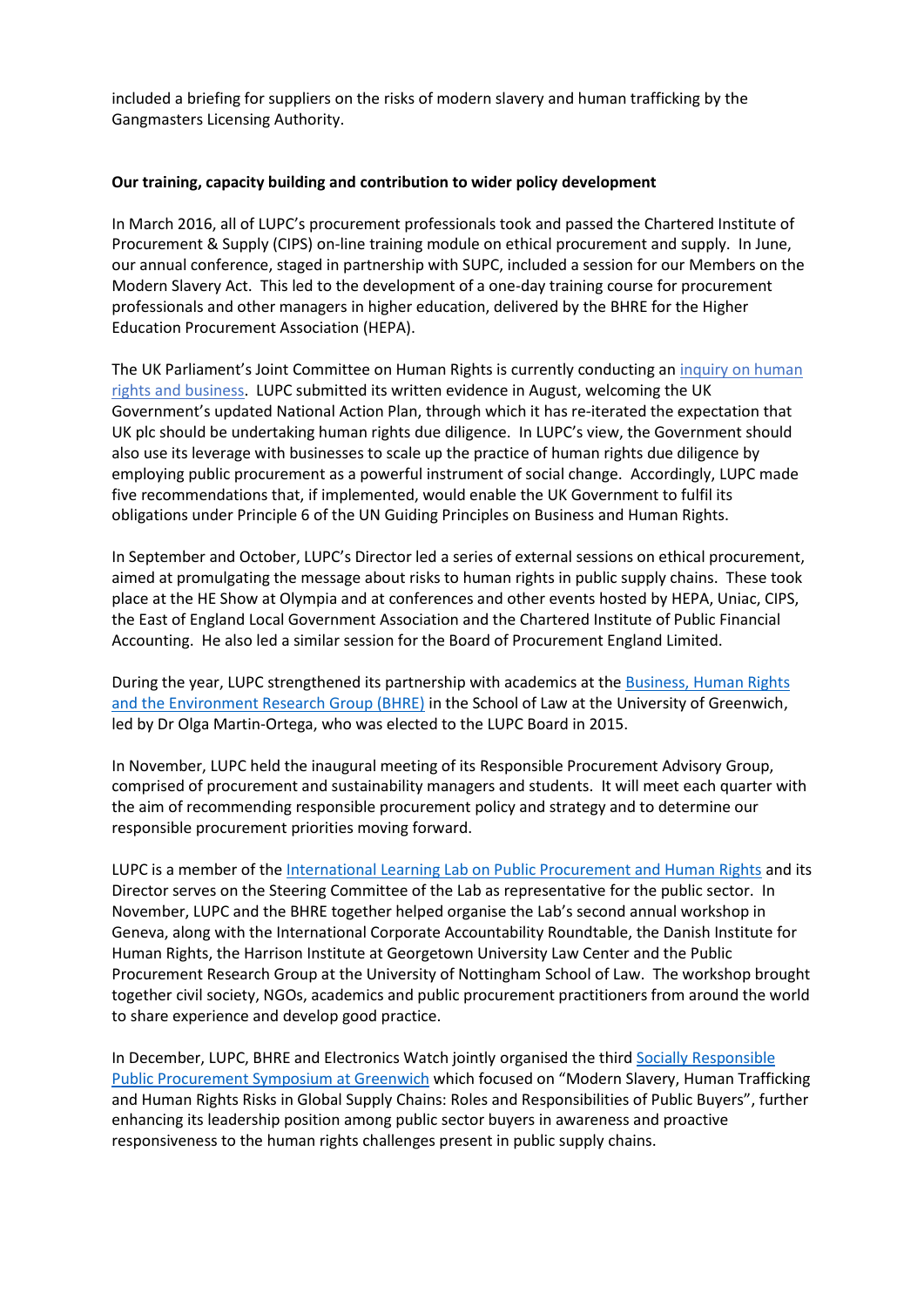included a briefing for suppliers on the risks of modern slavery and human trafficking by the Gangmasters Licensing Authority.

**Our training, capacity building and contribution to wider policy development**

In March 2016, all of LUPC's procurement professionals took and passed the Chartered Institute of Procurement & Supply (CIPS) on-line training module on ethical procurement and supply. In June, our annual conference, staged in partnership with SUPC, included a session for our Members on the Modern Slavery Act. This led to the development of a one-day training course for procurement professionals and other managers in higher education, delivered by the BHRE for the Higher Education Procurement Association (HEPA).

The UK Parliament's Joint Committee on Human Rights is currently conducting an inquiry on human rights and business. LUPC submitted its written evidence in August, welcoming the UK Government's updated National Action Plan, through which it has re-iterated the expectation that UK plc should be undertaking human rights due diligence. In LUPC's view, the Government should also use its leverage with businesses to scale up the practice of human rights due diligence by employing public procurement as a powerful instrument of social change. Accordingly, LUPC made five recommendations that, if implemented, would enable the UK Government to fulfil its obligations under Principle 6 of the UN Guiding Principles on Business and Human Rights.

In September and October, LUPC's Director led a series of external sessions on ethical procurement, aimed at promulgating the message about risks to human rights in public supply chains. These took place at the HE Show at Olympia and at conferences and other events hosted by HEPA, Uniac, CIPS, the East of England Local Government Association and the Chartered Institute of Public Financial Accounting. He also led a similar session for the Board of Procurement England Limited.

During the year, LUPC strengthened its partnership with academics at the Business, Human Rights and the Environment Research Group (BHRE) in the School of Law at the University of Greenwich, led by Dr Olga Martin-Ortega, who was elected to the LUPC Board in 2015.

In November, LUPC held the inaugural meeting of its Responsible Procurement Advisory Group, comprised of procurement and sustainability managers and students. It will meet each quarter with the aim of recommending responsible procurement policy and strategy and to determine our responsible procurement priorities moving forward.

LUPC is a member of the International Learning Lab on Public Procurement and Human Rights and its Director serves on the Steering Committee of the Lab as representative for the public sector. In November, LUPC and the BHRE together helped organise the Lab's second annual workshop in Geneva, along with the International Corporate Accountability Roundtable, the Danish Institute for Human Rights, the Harrison Institute at Georgetown University Law Center and the Public Procurement Research Group at the University of Nottingham School of Law. The workshop brought together civil society, NGOs, academics and public procurement practitioners from around the world to share experience and develop good practice.

In December, LUPC, BHRE and Electronics Watch jointly organised the third Socially Responsible Public Procurement Symposium at Greenwich which focused on "Modern Slavery, Human Trafficking and Human Rights Risks in Global Supply Chains: Roles and Responsibilities of Public Buyers", further enhancing its leadership position among public sector buyers in awareness and proactive responsiveness to the human rights challenges present in public supply chains.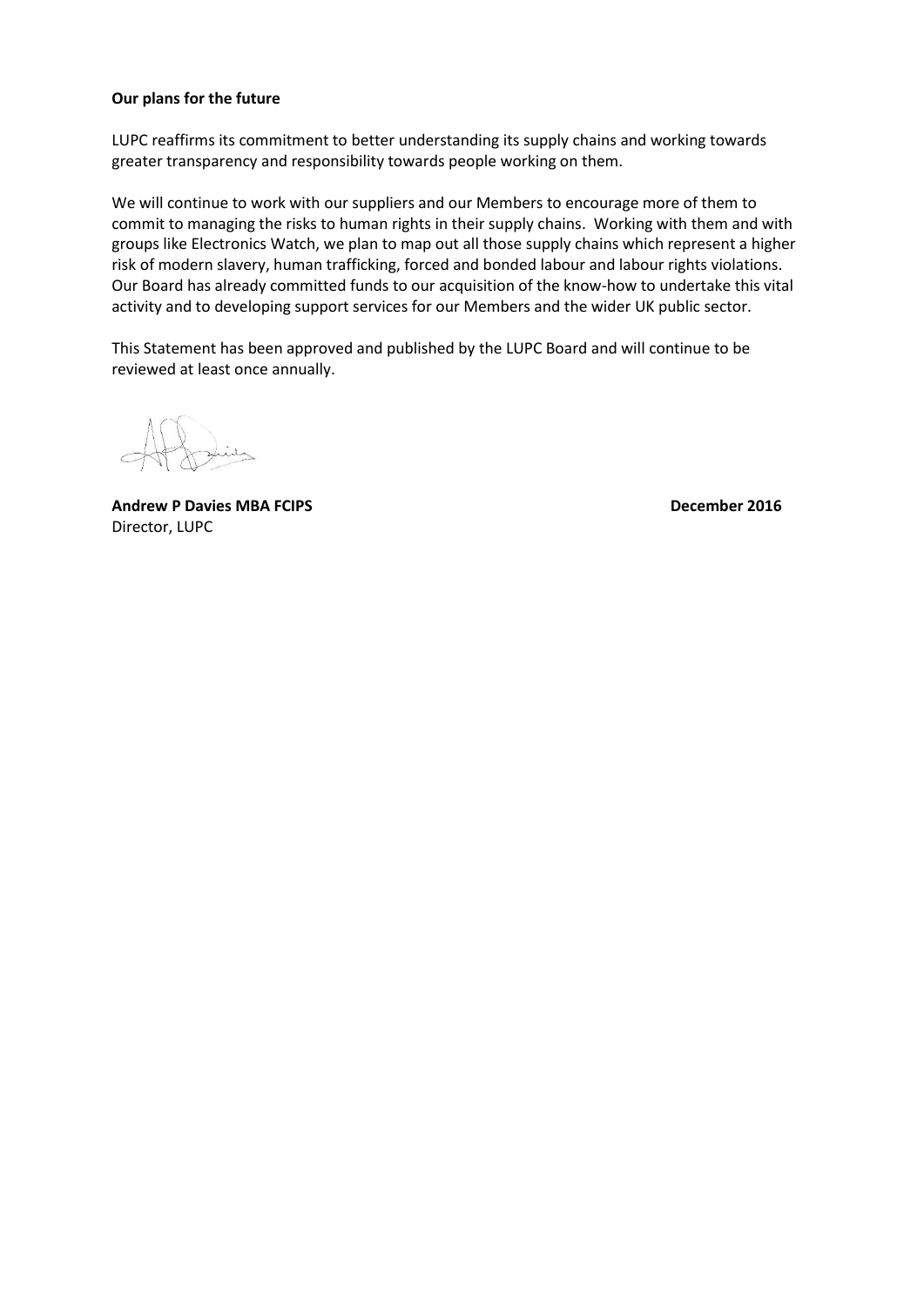**Our plans for the future**

LUPC reaffirms its commitment to better understanding its supply chains and working towards greater transparency and responsibility towards people working on them.

We will continue to work with our suppliers and our Members to encourage more of them to commit to managing the risks to human rights in their supply chains. Working with them and with groups like Electronics Watch, we plan to map out all those supply chains which represent a higher risk of modern slavery, human trafficking, forced and bonded labour and labour rights violations. Our Board has already committed funds to our acquisition of the know-how to undertake this vital activity and to developing support services for our Members and the wider UK public sector.

This Statement has been approved and published by the LUPC Board and will continue to be reviewed at least once annually.

**Andrew P Davies MBA FCIPS** **December 2016**
Director, LUPC